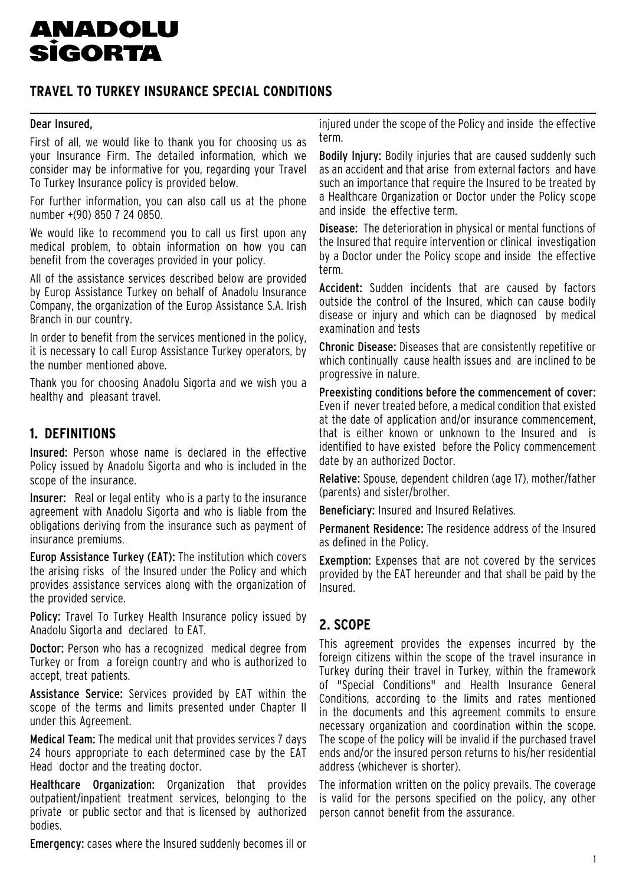# ANADOLU SİGORTA

## TRAVEL TO TURKEY INSURANCE SPECIAL CONDITIONS

**Dear Insured,**

First of all, we would like to thank you for choosing us as your Insurance Firm. The detailed information, which we consider may be informative for you, regarding your Travel To Turkey Insurance policy is provided below.

For further information, you can also call us at the phone number +(90) 850 7 24 0850.

We would like to recommend you to call us first upon any medical problem, to obtain information on how you can benefit from the coverages provided in your policy.

All of the assistance services described below are provided by Europ Assistance Turkey on behalf of Anadolu Insurance Company, the organization of the Europ Assistance S.A. Irish Branch in our country.

In order to benefit from the services mentioned in the policy, it is necessary to call Europ Assistance Turkey operators, by the number mentioned above.

Thank you for choosing Anadolu Sigorta and we wish you a healthy and pleasant travel.

## 1. DEFINITIONS

**Insured:** Person whose name is declared in the effective Policy issued by Anadolu Sigorta and who is included in the scope of the insurance.

**Insurer:** Real or legal entity who is a party to the insurance agreement with Anadolu Sigorta and who is liable from the obligations deriving from the insurance such as payment of insurance premiums.

**Europ Assistance Turkey (EAT):** The institution which covers the arising risks of the Insured under the Policy and which provides assistance services along with the organization of the provided service.

**Policy:** Travel To Turkey Health Insurance policy issued by Anadolu Sigorta and declared to EAT.

**Doctor:** Person who has a recognized medical degree from Turkey or from a foreign country and who is authorized to accept, treat patients.

**Assistance Service:** Services provided by EAT within the scope of the terms and limits presented under Chapter II under this Agreement.

**Medical Team:** The medical unit that provides services 7 days 24 hours appropriate to each determined case by the EAT Head doctor and the treating doctor.

**Healthcare Organization:** Organization that provides outpatient/inpatient treatment services, belonging to the private or public sector and that is licensed by authorized bodies.

**Emergency:** cases where the Insured suddenly becomes ill or injured under the scope of the Policy and inside the effective term.

**Bodily Injury:** Bodily injuries that are caused suddenly such as an accident and that arise from external factors and have such an importance that require the Insured to be treated by a Healthcare Organization or Doctor under the Policy scope and inside the effective term.

**Disease:** The deterioration in physical or mental functions of the Insured that require intervention or clinical investigation by a Doctor under the Policy scope and inside the effective term.

**Accident:** Sudden incidents that are caused by factors outside the control of the Insured, which can cause bodily disease or injury and which can be diagnosed by medical examination and tests

**Chronic Disease:** Diseases that are consistently repetitive or which continually cause health issues and are inclined to be progressive in nature.

**Preexisting conditions before the commencement of cover:** Even if never treated before, a medical condition that existed at the date of application and/or insurance commencement, that is either known or unknown to the Insured and is identified to have existed before the Policy commencement date by an authorized Doctor.

**Relative:** Spouse, dependent children (age 17), mother/father (parents) and sister/brother.

**Beneficiary:** Insured and Insured Relatives.

**Permanent Residence:** The residence address of the Insured as defined in the Policy.

**Exemption:** Expenses that are not covered by the services provided by the EAT hereunder and that shall be paid by the Insured.

## 2. SCOPE

This agreement provides the expenses incurred by the foreign citizens within the scope of the travel insurance in Turkey during their travel in Turkey, within the framework of "Special Conditions" and Health Insurance General Conditions, according to the limits and rates mentioned in the documents and this agreement commits to ensure necessary organization and coordination within the scope. The scope of the policy will be invalid if the purchased travel ends and/or the insured person returns to his/her residential address (whichever is shorter).

The information written on the policy prevails. The coverage is valid for the persons specified on the policy, any other person cannot benefit from the assurance.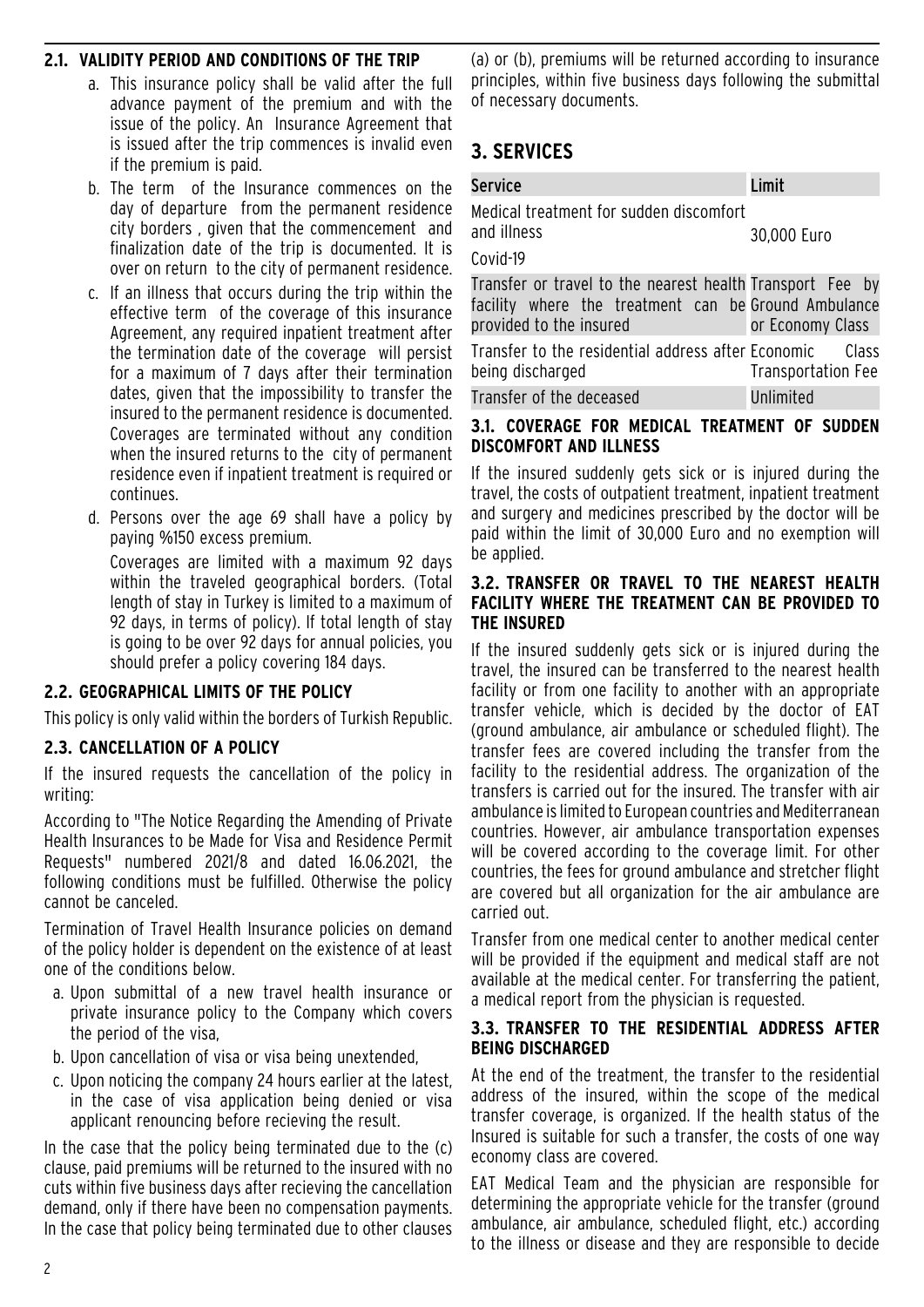### 2.1. VALIDITY PERIOD AND CONDITIONS OF THE TRIP

a. This insurance policy shall be valid after the full advance payment of the premium and with the issue of the policy. An Insurance Agreement that is issued after the trip commences is invalid even if the premium is paid.

b. The term of the Insurance commences on the day of departure from the permanent residence city borders , given that the commencement and finalization date of the trip is documented. It is over on return to the city of permanent residence.

c. If an illness that occurs during the trip within the effective term of the coverage of this insurance Agreement, any required inpatient treatment after the termination date of the coverage will persist for a maximum of 7 days after their termination dates, given that the impossibility to transfer the insured to the permanent residence is documented. Coverages are terminated without any condition when the insured returns to the city of permanent residence even if inpatient treatment is required or continues.

d. Persons over the age 69 shall have a policy by paying %150 excess premium.

Coverages are limited with a maximum 92 days within the traveled geographical borders. (Total length of stay in Turkey is limited to a maximum of 92 days, in terms of policy). If total length of stay is going to be over 92 days for annual policies, you should prefer a policy covering 184 days.

### 2.2. GEOGRAPHICAL LIMITS OF THE POLICY

This policy is only valid within the borders of Turkish Republic.

### 2.3. CANCELLATION OF A POLICY

If the insured requests the cancellation of the policy in writing:

According to "The Notice Regarding the Amending of Private Health Insurances to be Made for Visa and Residence Permit Requests" numbered 2021/8 and dated 16.06.2021, the following conditions must be fulfilled. Otherwise the policy cannot be canceled.

Termination of Travel Health Insurance policies on demand of the policy holder is dependent on the existence of at least one of the conditions below.

a. Upon submittal of a new travel health insurance or private insurance policy to the Company which covers the period of the visa,

b. Upon cancellation of visa or visa being unextended,

c. Upon noticing the company 24 hours earlier at the latest, in the case of visa application being denied or visa applicant renouncing before recieving the result.

In the case that the policy being terminated due to the (c) clause, paid premiums will be returned to the insured with no cuts within five business days after recieving the cancellation demand, only if there have been no compensation payments. In the case that policy being terminated due to other clauses (a) or (b), premiums will be returned according to insurance principles, within five business days following the submittal of necessary documents.

## 3. SERVICES

| Service | Limit |
|---|---|
| Medical treatment for sudden discomfort and illness<br>Covid-19 | 30,000 Euro |
| Transfer or travel to the nearest health facility where the treatment can be provided to the insured | Transport Fee by Ground Ambulance or Economy Class |
| Transfer to the residential address after being discharged | Economic Class Transportation Fee |
| Transfer of the deceased | Unlimited |

### 3.1. COVERAGE FOR MEDICAL TREATMENT OF SUDDEN DISCOMFORT AND ILLNESS

If the insured suddenly gets sick or is injured during the travel, the costs of outpatient treatment, inpatient treatment and surgery and medicines prescribed by the doctor will be paid within the limit of 30,000 Euro and no exemption will be applied.

### 3.2. TRANSFER OR TRAVEL TO THE NEAREST HEALTH FACILITY WHERE THE TREATMENT CAN BE PROVIDED TO THE INSURED

If the insured suddenly gets sick or is injured during the travel, the insured can be transferred to the nearest health facility or from one facility to another with an appropriate transfer vehicle, which is decided by the doctor of EAT (ground ambulance, air ambulance or scheduled flight). The transfer fees are covered including the transfer from the facility to the residential address. The organization of the transfers is carried out for the insured. The transfer with air ambulance is limited to European countries and Mediterranean countries. However, air ambulance transportation expenses will be covered according to the coverage limit. For other countries, the fees for ground ambulance and stretcher flight are covered but all organization for the air ambulance are carried out.

Transfer from one medical center to another medical center will be provided if the equipment and medical staff are not available at the medical center. For transferring the patient, a medical report from the physician is requested.

### 3.3. TRANSFER TO THE RESIDENTIAL ADDRESS AFTER BEING DISCHARGED

At the end of the treatment, the transfer to the residential address of the insured, within the scope of the medical transfer coverage, is organized. If the health status of the Insured is suitable for such a transfer, the costs of one way economy class are covered.

EAT Medical Team and the physician are responsible for determining the appropriate vehicle for the transfer (ground ambulance, air ambulance, scheduled flight, etc.) according to the illness or disease and they are responsible to decide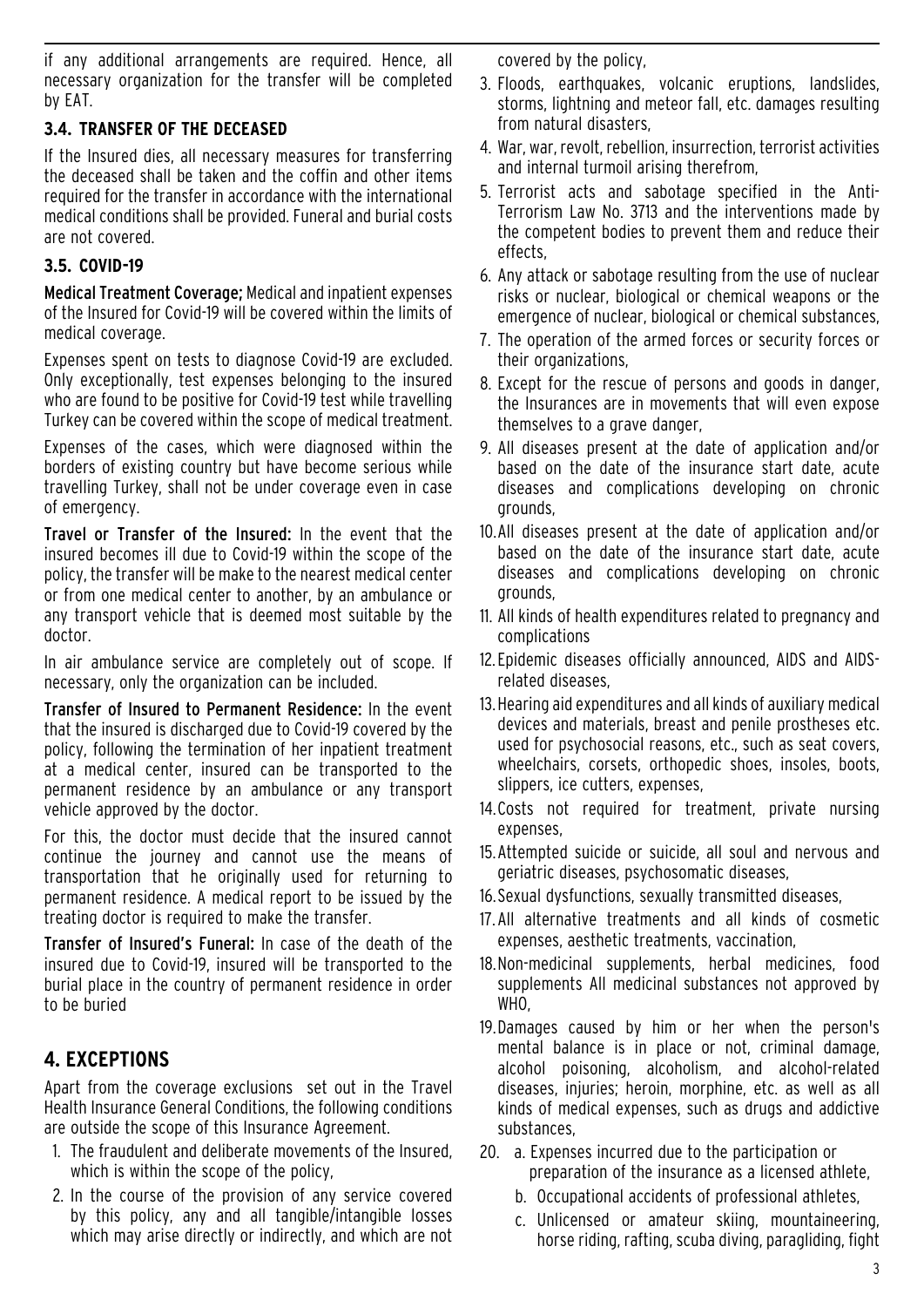if any additional arrangements are required. Hence, all necessary organization for the transfer will be completed by EAT.

### 3.4. TRANSFER OF THE DECEASED

If the Insured dies, all necessary measures for transferring the deceased shall be taken and the coffin and other items required for the transfer in accordance with the international medical conditions shall be provided. Funeral and burial costs are not covered.

### 3.5. COVID-19

**Medical Treatment Coverage;** Medical and inpatient expenses of the Insured for Covid-19 will be covered within the limits of medical coverage.

Expenses spent on tests to diagnose Covid-19 are excluded. Only exceptionally, test expenses belonging to the insured who are found to be positive for Covid-19 test while travelling Turkey can be covered within the scope of medical treatment.

Expenses of the cases, which were diagnosed within the borders of existing country but have become serious while travelling Turkey, shall not be under coverage even in case of emergency.

**Travel or Transfer of the Insured:** In the event that the insured becomes ill due to Covid-19 within the scope of the policy, the transfer will be make to the nearest medical center or from one medical center to another, by an ambulance or any transport vehicle that is deemed most suitable by the doctor.

In air ambulance service are completely out of scope. If necessary, only the organization can be included.

**Transfer of Insured to Permanent Residence:** In the event that the insured is discharged due to Covid-19 covered by the policy, following the termination of her inpatient treatment at a medical center, insured can be transported to the permanent residence by an ambulance or any transport vehicle approved by the doctor.

For this, the doctor must decide that the insured cannot continue the journey and cannot use the means of transportation that he originally used for returning to permanent residence. A medical report to be issued by the treating doctor is required to make the transfer.

**Transfer of Insured's Funeral:** In case of the death of the insured due to Covid-19, insured will be transported to the burial place in the country of permanent residence in order to be buried

## 4. EXCEPTIONS

Apart from the coverage exclusions set out in the Travel Health Insurance General Conditions, the following conditions are outside the scope of this Insurance Agreement.

1. The fraudulent and deliberate movements of the Insured, which is within the scope of the policy,
2. In the course of the provision of any service covered by this policy, any and all tangible/intangible losses which may arise directly or indirectly, and which are not covered by the policy,
3. Floods, earthquakes, volcanic eruptions, landslides, storms, lightning and meteor fall, etc. damages resulting from natural disasters,
4. War, war, revolt, rebellion, insurrection, terrorist activities and internal turmoil arising therefrom,
5. Terrorist acts and sabotage specified in the Anti-Terrorism Law No. 3713 and the interventions made by the competent bodies to prevent them and reduce their effects,
6. Any attack or sabotage resulting from the use of nuclear risks or nuclear, biological or chemical weapons or the emergence of nuclear, biological or chemical substances,
7. The operation of the armed forces or security forces or their organizations,
8. Except for the rescue of persons and goods in danger, the Insurances are in movements that will even expose themselves to a grave danger,
9. All diseases present at the date of application and/or based on the date of the insurance start date, acute diseases and complications developing on chronic grounds,
10. All diseases present at the date of application and/or based on the date of the insurance start date, acute diseases and complications developing on chronic grounds,
11. All kinds of health expenditures related to pregnancy and complications
12. Epidemic diseases officially announced, AIDS and AIDS-related diseases,
13. Hearing aid expenditures and all kinds of auxiliary medical devices and materials, breast and penile prostheses etc. used for psychosocial reasons, etc., such as seat covers, wheelchairs, corsets, orthopedic shoes, insoles, boots, slippers, ice cutters, expenses,
14. Costs not required for treatment, private nursing expenses,
15. Attempted suicide or suicide, all soul and nervous and geriatric diseases, psychosomatic diseases,
16. Sexual dysfunctions, sexually transmitted diseases,
17. All alternative treatments and all kinds of cosmetic expenses, aesthetic treatments, vaccination,
18. Non-medicinal supplements, herbal medicines, food supplements All medicinal substances not approved by WHO,
19. Damages caused by him or her when the person's mental balance is in place or not, criminal damage, alcohol poisoning, alcoholism, and alcohol-related diseases, injuries; heroin, morphine, etc. as well as all kinds of medical expenses, such as drugs and addictive substances,
20. 
    a. Expenses incurred due to the participation or preparation of the insurance as a licensed athlete,
    b. Occupational accidents of professional athletes,
    c. Unlicensed or amateur skiing, mountaineering, horse riding, rafting, scuba diving, paragliding, fight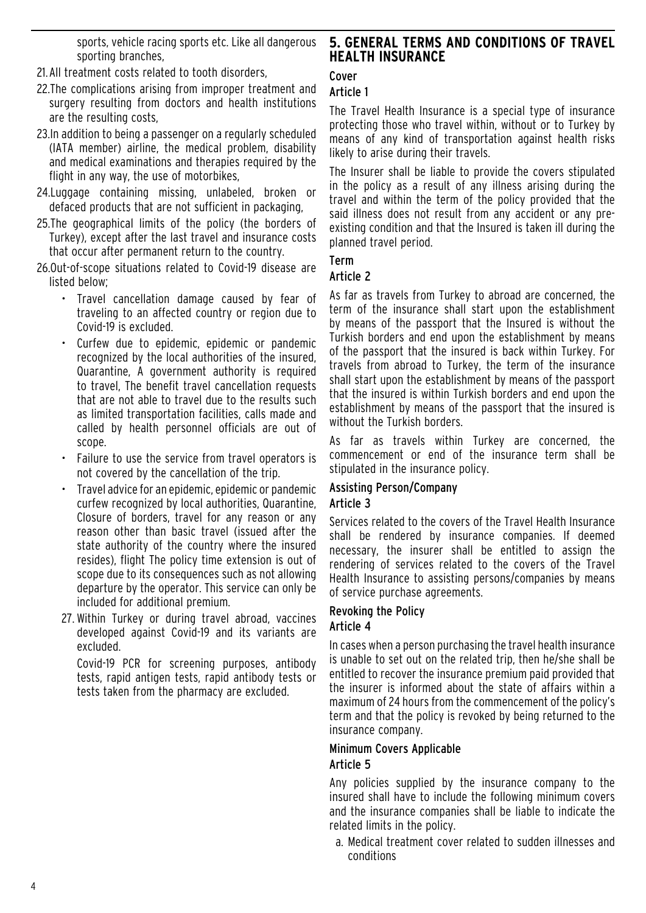sports, vehicle racing sports etc. Like all dangerous sporting branches,

21. All treatment costs related to tooth disorders,
22. The complications arising from improper treatment and surgery resulting from doctors and health institutions are the resulting costs,
23. In addition to being a passenger on a regularly scheduled (IATA member) airline, the medical problem, disability and medical examinations and therapies required by the flight in any way, the use of motorbikes,
24. Luggage containing missing, unlabeled, broken or defaced products that are not sufficient in packaging,
25. The geographical limits of the policy (the borders of Turkey), except after the last travel and insurance costs that occur after permanent return to the country.
26. Out-of-scope situations related to Covid-19 disease are listed below;
    - Travel cancellation damage caused by fear of traveling to an affected country or region due to Covid-19 is excluded.
    - Curfew due to epidemic, epidemic or pandemic recognized by the local authorities of the insured, Quarantine, A government authority is required to travel, The benefit travel cancellation requests that are not able to travel due to the results such as limited transportation facilities, calls made and called by health personnel officials are out of scope.
    - Failure to use the service from travel operators is not covered by the cancellation of the trip.
    - Travel advice for an epidemic, epidemic or pandemic curfew recognized by local authorities, Quarantine, Closure of borders, travel for any reason or any reason other than basic travel (issued after the state authority of the country where the insured resides), flight The policy time extension is out of scope due to its consequences such as not allowing departure by the operator. This service can only be included for additional premium.
27. Within Turkey or during travel abroad, vaccines developed against Covid-19 and its variants are excluded.

    Covid-19 PCR for screening purposes, antibody tests, rapid antigen tests, rapid antibody tests or tests taken from the pharmacy are excluded.

## 5. GENERAL TERMS AND CONDITIONS OF TRAVEL HEALTH INSURANCE

### Cover
### Article 1

The Travel Health Insurance is a special type of insurance protecting those who travel within, without or to Turkey by means of any kind of transportation against health risks likely to arise during their travels.

The Insurer shall be liable to provide the covers stipulated in the policy as a result of any illness arising during the travel and within the term of the policy provided that the said illness does not result from any accident or any pre-existing condition and that the Insured is taken ill during the planned travel period.

### Term
### Article 2

As far as travels from Turkey to abroad are concerned, the term of the insurance shall start upon the establishment by means of the passport that the Insured is without the Turkish borders and end upon the establishment by means of the passport that the insured is back within Turkey. For travels from abroad to Turkey, the term of the insurance shall start upon the establishment by means of the passport that the insured is within Turkish borders and end upon the establishment by means of the passport that the insured is without the Turkish borders.

As far as travels within Turkey are concerned, the commencement or end of the insurance term shall be stipulated in the insurance policy.

### Assisting Person/Company
### Article 3

Services related to the covers of the Travel Health Insurance shall be rendered by insurance companies. If deemed necessary, the insurer shall be entitled to assign the rendering of services related to the covers of the Travel Health Insurance to assisting persons/companies by means of service purchase agreements.

### Revoking the Policy
### Article 4

In cases when a person purchasing the travel health insurance is unable to set out on the related trip, then he/she shall be entitled to recover the insurance premium paid provided that the insurer is informed about the state of affairs within a maximum of 24 hours from the commencement of the policy's term and that the policy is revoked by being returned to the insurance company.

### Minimum Covers Applicable
### Article 5

Any policies supplied by the insurance company to the insured shall have to include the following minimum covers and the insurance companies shall be liable to indicate the related limits in the policy.

a. Medical treatment cover related to sudden illnesses and conditions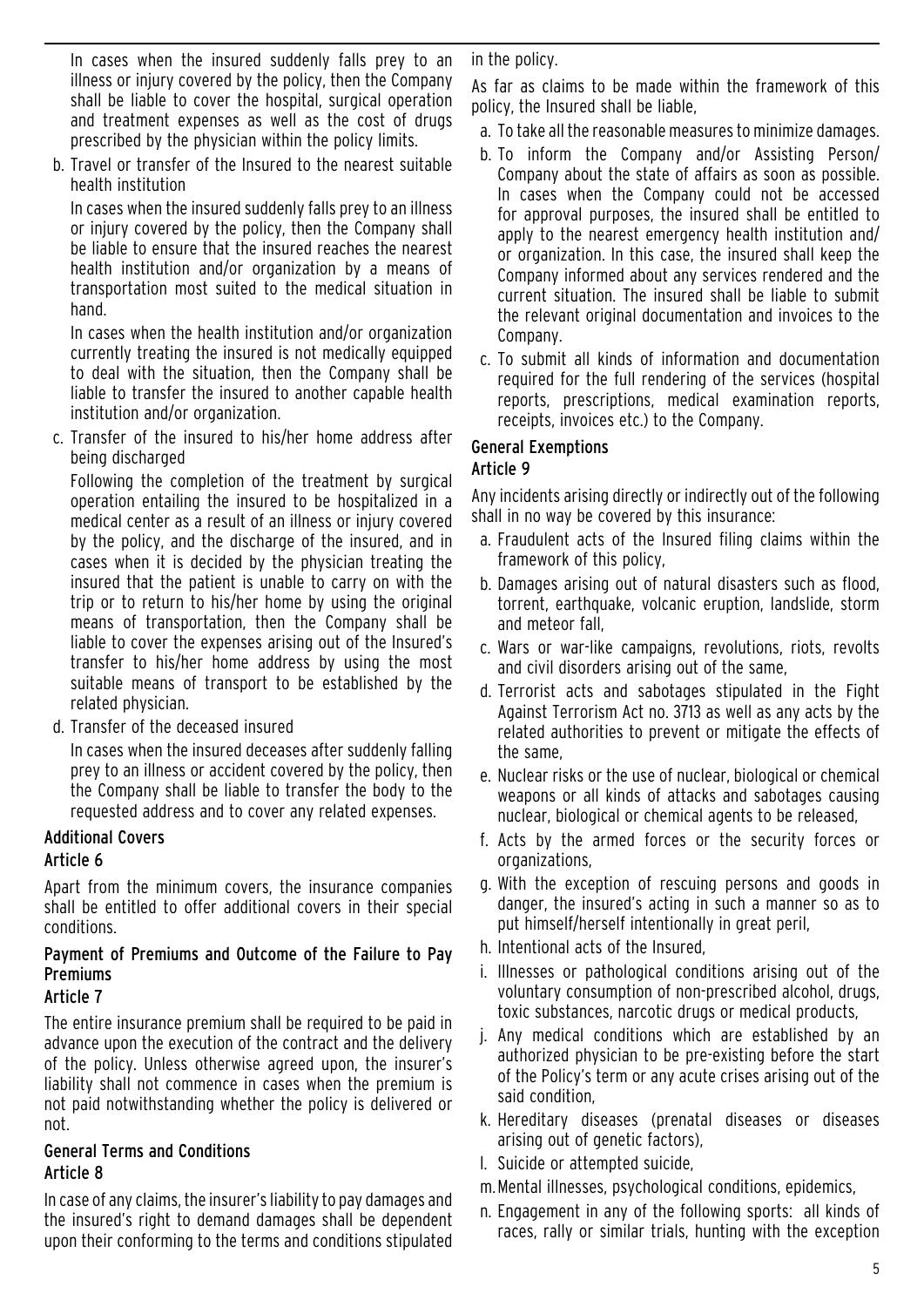In cases when the insured suddenly falls prey to an illness or injury covered by the policy, then the Company shall be liable to cover the hospital, surgical operation and treatment expenses as well as the cost of drugs prescribed by the physician within the policy limits.

b. Travel or transfer of the Insured to the nearest suitable health institution

In cases when the insured suddenly falls prey to an illness or injury covered by the policy, then the Company shall be liable to ensure that the insured reaches the nearest health institution and/or organization by a means of transportation most suited to the medical situation in hand.

In cases when the health institution and/or organization currently treating the insured is not medically equipped to deal with the situation, then the Company shall be liable to transfer the insured to another capable health institution and/or organization.

c. Transfer of the insured to his/her home address after being discharged

Following the completion of the treatment by surgical operation entailing the insured to be hospitalized in a medical center as a result of an illness or injury covered by the policy, and the discharge of the insured, and in cases when it is decided by the physician treating the insured that the patient is unable to carry on with the trip or to return to his/her home by using the original means of transportation, then the Company shall be liable to cover the expenses arising out of the Insured's transfer to his/her home address by using the most suitable means of transport to be established by the related physician.

d. Transfer of the deceased insured

In cases when the insured deceases after suddenly falling prey to an illness or accident covered by the policy, then the Company shall be liable to transfer the body to the requested address and to cover any related expenses.

### Additional Covers
### Article 6

Apart from the minimum covers, the insurance companies shall be entitled to offer additional covers in their special conditions.

### Payment of Premiums and Outcome of the Failure to Pay Premiums
### Article 7

The entire insurance premium shall be required to be paid in advance upon the execution of the contract and the delivery of the policy. Unless otherwise agreed upon, the insurer's liability shall not commence in cases when the premium is not paid notwithstanding whether the policy is delivered or not.

### General Terms and Conditions
### Article 8

In case of any claims, the insurer's liability to pay damages and the insured's right to demand damages shall be dependent upon their conforming to the terms and conditions stipulated in the policy.

As far as claims to be made within the framework of this policy, the Insured shall be liable,

a. To take all the reasonable measures to minimize damages.
b. To inform the Company and/or Assisting Person/ Company about the state of affairs as soon as possible. In cases when the Company could not be accessed for approval purposes, the insured shall be entitled to apply to the nearest emergency health institution and/ or organization. In this case, the insured shall keep the Company informed about any services rendered and the current situation. The insured shall be liable to submit the relevant original documentation and invoices to the Company.
c. To submit all kinds of information and documentation required for the full rendering of the services (hospital reports, prescriptions, medical examination reports, receipts, invoices etc.) to the Company.

### General Exemptions
### Article 9

Any incidents arising directly or indirectly out of the following shall in no way be covered by this insurance:

a. Fraudulent acts of the Insured filing claims within the framework of this policy,
b. Damages arising out of natural disasters such as flood, torrent, earthquake, volcanic eruption, landslide, storm and meteor fall,
c. Wars or war-like campaigns, revolutions, riots, revolts and civil disorders arising out of the same,
d. Terrorist acts and sabotages stipulated in the Fight Against Terrorism Act no. 3713 as well as any acts by the related authorities to prevent or mitigate the effects of the same,
e. Nuclear risks or the use of nuclear, biological or chemical weapons or all kinds of attacks and sabotages causing nuclear, biological or chemical agents to be released,
f. Acts by the armed forces or the security forces or organizations,
g. With the exception of rescuing persons and goods in danger, the insured's acting in such a manner so as to put himself/herself intentionally in great peril,
h. Intentional acts of the Insured,
i. Illnesses or pathological conditions arising out of the voluntary consumption of non-prescribed alcohol, drugs, toxic substances, narcotic drugs or medical products,
j. Any medical conditions which are established by an authorized physician to be pre-existing before the start of the Policy's term or any acute crises arising out of the said condition,
k. Hereditary diseases (prenatal diseases or diseases arising out of genetic factors),
l. Suicide or attempted suicide,
m. Mental illnesses, psychological conditions, epidemics,
n. Engagement in any of the following sports: all kinds of races, rally or similar trials, hunting with the exception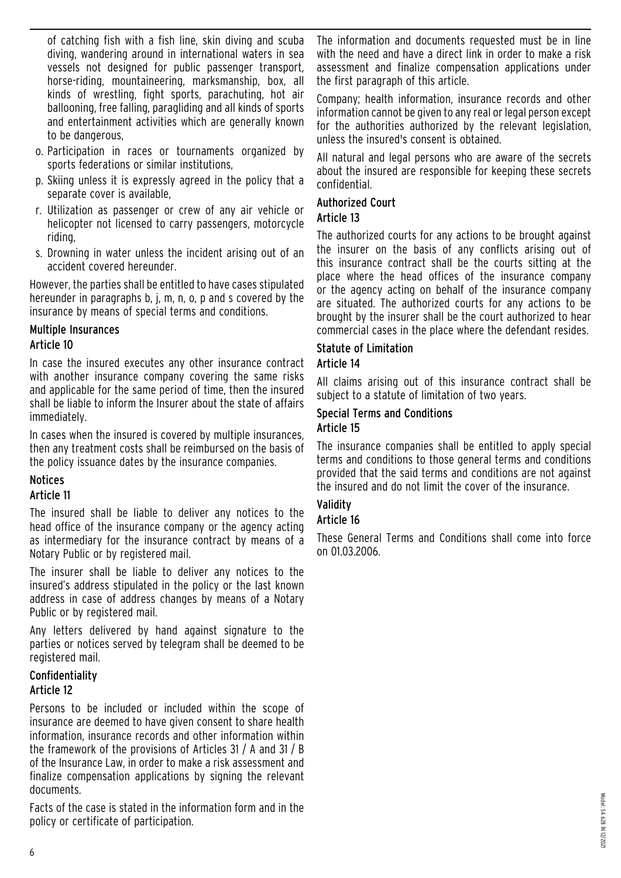of catching fish with a fish line, skin diving and scuba diving, wandering around in international waters in sea vessels not designed for public passenger transport, horse-riding, mountaineering, marksmanship, box, all kinds of wrestling, fight sports, parachuting, hot air ballooning, free falling, paragliding and all kinds of sports and entertainment activities which are generally known to be dangerous,

o. Participation in races or tournaments organized by sports federations or similar institutions,

p. Skiing unless it is expressly agreed in the policy that a separate cover is available,

r. Utilization as passenger or crew of any air vehicle or helicopter not licensed to carry passengers, motorcycle riding,

s. Drowning in water unless the incident arising out of an accident covered hereunder.

However, the parties shall be entitled to have cases stipulated hereunder in paragraphs b, j, m, n, o, p and s covered by the insurance by means of special terms and conditions.

### Multiple Insurances
### Article 10

In case the insured executes any other insurance contract with another insurance company covering the same risks and applicable for the same period of time, then the insured shall be liable to inform the Insurer about the state of affairs immediately.

In cases when the insured is covered by multiple insurances, then any treatment costs shall be reimbursed on the basis of the policy issuance dates by the insurance companies.

### Notices
### Article 11

The insured shall be liable to deliver any notices to the head office of the insurance company or the agency acting as intermediary for the insurance contract by means of a Notary Public or by registered mail.

The insurer shall be liable to deliver any notices to the insured's address stipulated in the policy or the last known address in case of address changes by means of a Notary Public or by registered mail.

Any letters delivered by hand against signature to the parties or notices served by telegram shall be deemed to be registered mail.

### Confidentiality
### Article 12

Persons to be included or included within the scope of insurance are deemed to have given consent to share health information, insurance records and other information within the framework of the provisions of Articles 31 / A and 31 / B of the Insurance Law, in order to make a risk assessment and finalize compensation applications by signing the relevant documents.

Facts of the case is stated in the information form and in the policy or certificate of participation.

The information and documents requested must be in line with the need and have a direct link in order to make a risk assessment and finalize compensation applications under the first paragraph of this article.

Company; health information, insurance records and other information cannot be given to any real or legal person except for the authorities authorized by the relevant legislation, unless the insured's consent is obtained.

All natural and legal persons who are aware of the secrets about the insured are responsible for keeping these secrets confidential.

### Authorized Court
### Article 13

The authorized courts for any actions to be brought against the insurer on the basis of any conflicts arising out of this insurance contract shall be the courts sitting at the place where the head offices of the insurance company or the agency acting on behalf of the insurance company are situated. The authorized courts for any actions to be brought by the insurer shall be the court authorized to hear commercial cases in the place where the defendant resides.

### Statute of Limitation
### Article 14

All claims arising out of this insurance contract shall be subject to a statute of limitation of two years.

### Special Terms and Conditions
### Article 15

The insurance companies shall be entitled to apply special terms and conditions to those general terms and conditions provided that the said terms and conditions are not against the insured and do not limit the cover of the insurance.

### Validity
### Article 16

These General Terms and Conditions shall come into force on 01.03.2006.

Model: SA 628 IN 12/2021